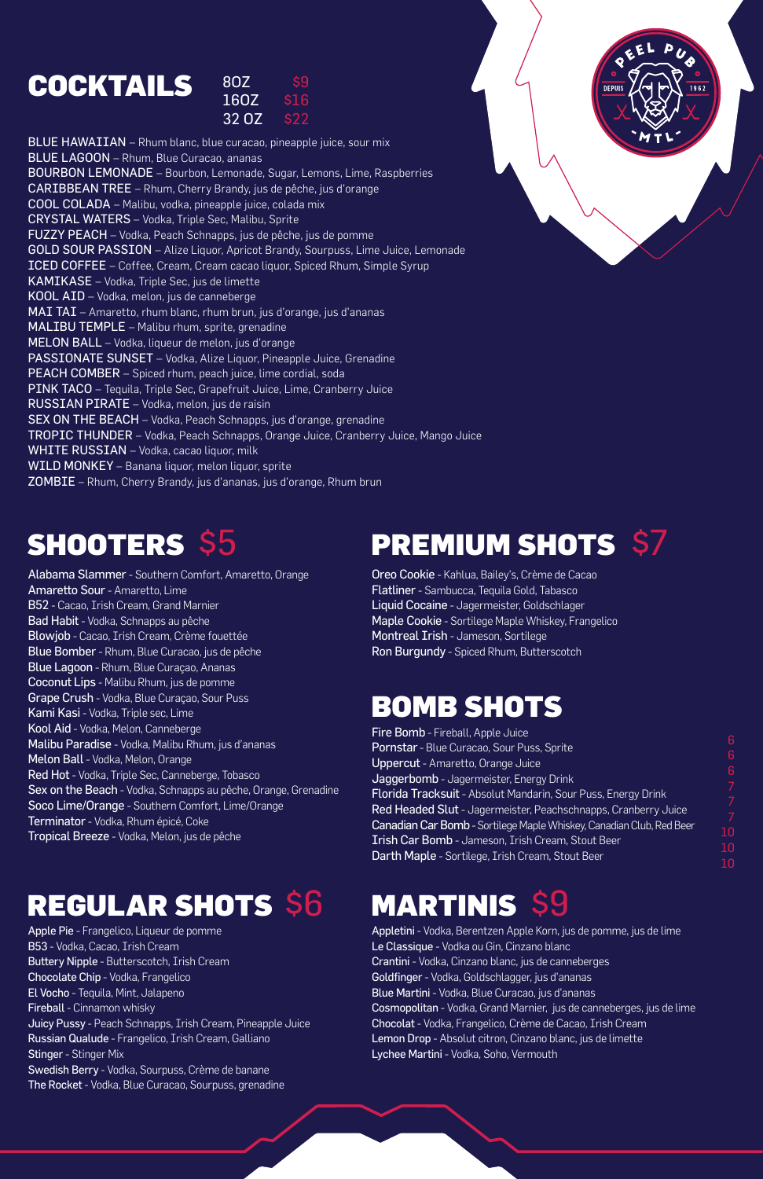## COCKTAILS

| Size | Price |
|---|---|
| 8OZ | $9 |
| 16OZ | $16 |
| 32 OZ | $22 |

BLUE HAWAIIAN – Rhum blanc, blue curacao, pineapple juice, sour mix
BLUE LAGOON – Rhum, Blue Curacao, ananas
BOURBON LEMONADE – Bourbon, Lemonade, Sugar, Lemons, Lime, Raspberries
CARIBBEAN TREE – Rhum, Cherry Brandy, jus de pêche, jus d'orange
COOL COLADA – Malibu, vodka, pineapple juice, colada mix
CRYSTAL WATERS – Vodka, Triple Sec, Malibu, Sprite
FUZZY PEACH – Vodka, Peach Schnapps, jus de pêche, jus de pomme
GOLD SOUR PASSION – Alize Liquor, Apricot Brandy, Sourpuss, Lime Juice, Lemonade
ICED COFFEE – Coffee, Cream, Cream cacao liquor, Spiced Rhum, Simple Syrup
KAMIKASE – Vodka, Triple Sec, jus de limette
KOOL AID – Vodka, melon, jus de canneberge
MAI TAI – Amaretto, rhum blanc, rhum brun, jus d'orange, jus d'ananas
MALIBU TEMPLE – Malibu rhum, sprite, grenadine
MELON BALL – Vodka, liqueur de melon, jus d'orange
PASSIONATE SUNSET – Vodka, Alize Liquor, Pineapple Juice, Grenadine
PEACH COMBER – Spiced rhum, peach juice, lime cordial, soda
PINK TACO – Tequila, Triple Sec, Grapefruit Juice, Lime, Cranberry Juice
RUSSIAN PIRATE – Vodka, melon, jus de raisin
SEX ON THE BEACH – Vodka, Peach Schnapps, jus d'orange, grenadine
TROPIC THUNDER – Vodka, Peach Schnapps, Orange Juice, Cranberry Juice, Mango Juice
WHITE RUSSIAN – Vodka, cacao liquor, milk
WILD MONKEY – Banana liquor, melon liquor, sprite
ZOMBIE – Rhum, Cherry Brandy, jus d'ananas, jus d'orange, Rhum brun

PEEL PUB — DEPUIS 1962 — MTL

## SHOOTERS $5

**Alabama Slammer** - Southern Comfort, Amaretto, Orange
**Amaretto Sour** - Amaretto, Lime
**B52** - Cacao, Irish Cream, Grand Marnier
**Bad Habit** - Vodka, Schnapps au pêche
**Blowjob** - Cacao, Irish Cream, Crème fouettée
**Blue Bomber** - Rhum, Blue Curacao, jus de pêche
**Blue Lagoon** - Rhum, Blue Curaçao, Ananas
**Coconut Lips** - Malibu Rhum, jus de pomme
**Grape Crush** - Vodka, Blue Curaçao, Sour Puss
**Kami Kasi** - Vodka, Triple sec, Lime
**Kool Aid** - Vodka, Melon, Canneberge
**Malibu Paradise** - Vodka, Malibu Rhum, jus d'ananas
**Melon Ball** - Vodka, Melon, Orange
**Red Hot** - Vodka, Triple Sec, Canneberge, Tobasco
**Sex on the Beach** - Vodka, Schnapps au pêche, Orange, Grenadine
**Soco Lime/Orange** - Southern Comfort, Lime/Orange
**Terminator** - Vodka, Rhum épicé, Coke
**Tropical Breeze** - Vodka, Melon, jus de pêche

## PREMIUM SHOTS $7

**Oreo Cookie** - Kahlua, Bailey's, Crème de Cacao
**Flatliner** - Sambucca, Tequila Gold, Tabasco
**Liquid Cocaine** - Jagermeister, Goldschlager
**Maple Cookie** - Sortilege Maple Whiskey, Frangelico
**Montreal Irish** - Jameson, Sortilege
**Ron Burgundy** - Spiced Rhum, Butterscotch

## BOMB SHOTS

| Shot | Price |
|---|---|
| **Fire Bomb** - Fireball, Apple Juice | 6 |
| **Pornstar** - Blue Curacao, Sour Puss, Sprite | 6 |
| **Uppercut** - Amaretto, Orange Juice | 6 |
| **Jaggerbomb** - Jagermeister, Energy Drink | 7 |
| **Florida Tracksuit** - Absolut Mandarin, Sour Puss, Energy Drink | 7 |
| **Red Headed Slut** - Jagermeister, Peachschnapps, Cranberry Juice | 7 |
| **Canadian Car Bomb** - Sortilege Maple Whiskey, Canadian Club, Red Beer | 10 |
| **Irish Car Bomb** - Jameson, Irish Cream, Stout Beer | 10 |
| **Darth Maple** - Sortilege, Irish Cream, Stout Beer | 10 |

## REGULAR SHOTS $6

**Apple Pie** - Frangelico, Liqueur de pomme
**B53** - Vodka, Cacao, Irish Cream
**Buttery Nipple** - Butterscotch, Irish Cream
**Chocolate Chip** - Vodka, Frangelico
**El Vocho** - Tequila, Mint, Jalapeno
**Fireball** - Cinnamon whisky
**Juicy Pussy** - Peach Schnapps, Irish Cream, Pineapple Juice
**Russian Qualude** - Frangelico, Irish Cream, Galliano
**Stinger** - Stinger Mix
**Swedish Berry** - Vodka, Sourpuss, Crème de banane
**The Rocket** - Vodka, Blue Curacao, Sourpuss, grenadine

## MARTINIS $9

**Appletini** - Vodka, Berentzen Apple Korn, jus de pomme, jus de lime
**Le Classique** - Vodka ou Gin, Cinzano blanc
**Crantini** - Vodka, Cinzano blanc, jus de canneberges
**Goldfinger** - Vodka, Goldschlagger, jus d'ananas
**Blue Martini** - Vodka, Blue Curacao, jus d'ananas
**Cosmopolitan** - Vodka, Grand Marnier, jus de canneberges, jus de lime
**Chocolat** - Vodka, Frangelico, Crème de Cacao, Irish Cream
**Lemon Drop** - Absolut citron, Cinzano blanc, jus de limette
**Lychee Martini** - Vodka, Soho, Vermouth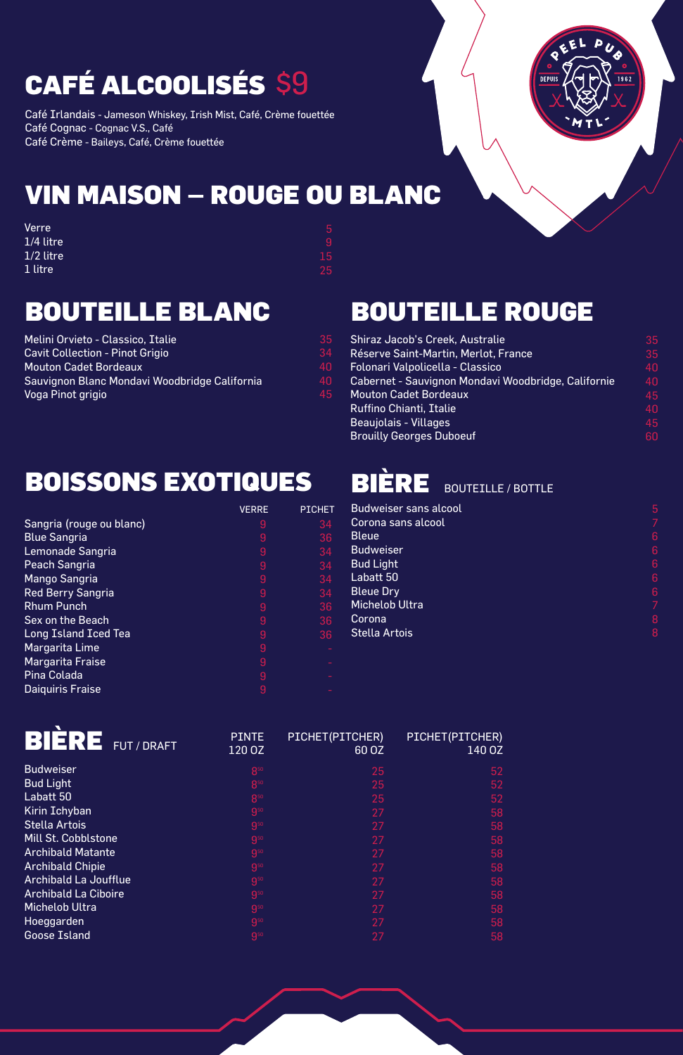# CAFÉ ALCOOLISÉS $9

Café Irlandais - Jameson Whiskey, Irish Mist, Café, Crème fouettée
Café Cognac - Cognac V.S., Café
Café Crème - Baileys, Café, Crème fouettée

# VIN MAISON – ROUGE OU BLANC

| | |
|---|---|
| Verre | 5 |
| 1/4 litre | 9 |
| 1/2 litre | 15 |
| 1 litre | 25 |

# BOUTEILLE BLANC

| | |
|---|---|
| Melini Orvieto - Classico, Italie | 35 |
| Cavit Collection - Pinot Grigio | 34 |
| Mouton Cadet Bordeaux | 40 |
| Sauvignon Blanc Mondavi Woodbridge California | 40 |
| Voga Pinot grigio | 45 |

# BOUTEILLE ROUGE

| | |
|---|---|
| Shiraz Jacob's Creek, Australie | 35 |
| Réserve Saint-Martin, Merlot, France | 35 |
| Folonari Valpolicella - Classico | 40 |
| Cabernet - Sauvignon Mondavi Woodbridge, Californie | 40 |
| Mouton Cadet Bordeaux | 45 |
| Ruffino Chianti, Italie | 40 |
| Beaujolais - Villages | 45 |
| Brouilly Georges Duboeuf | 60 |

# BOISSONS EXOTIQUES

| | VERRE | PICHET |
|---|---|---|
| Sangria (rouge ou blanc) | 9 | 34 |
| Blue Sangria | 9 | 36 |
| Lemonade Sangria | 9 | 34 |
| Peach Sangria | 9 | 34 |
| Mango Sangria | 9 | 34 |
| Red Berry Sangria | 9 | 34 |
| Rhum Punch | 9 | 36 |
| Sex on the Beach | 9 | 36 |
| Long Island Iced Tea | 9 | 36 |
| Margarita Lime | 9 | - |
| Margarita Fraise | 9 | - |
| Pina Colada | 9 | - |
| Daiquiris Fraise | 9 | - |

# BIÈRE BOUTEILLE / BOTTLE

| | |
|---|---|
| Budweiser sans alcool | 5 |
| Corona sans alcool | 7 |
| Bleue | 6 |
| Budweiser | 6 |
| Bud Light | 6 |
| Labatt 50 | 6 |
| Bleue Dry | 6 |
| Michelob Ultra | 7 |
| Corona | 8 |
| Stella Artois | 8 |

# BIÈRE FUT / DRAFT

| | PINTE 120 OZ | PICHET(PITCHER) 60 OZ | PICHET(PITCHER) 140 OZ |
|---|---|---|---|
| Budweiser | 8.50 | 25 | 52 |
| Bud Light | 8.50 | 25 | 52 |
| Labatt 50 | 8.50 | 25 | 52 |
| Kirin Ichyban | 9.50 | 27 | 58 |
| Stella Artois | 9.50 | 27 | 58 |
| Mill St. Cobblstone | 9.50 | 27 | 58 |
| Archibald Matante | 9.50 | 27 | 58 |
| Archibald Chipie | 9.50 | 27 | 58 |
| Archibald La Joufflue | 9.50 | 27 | 58 |
| Archibald La Ciboire | 9.50 | 27 | 58 |
| Michelob Ultra | 9.50 | 27 | 58 |
| Hoeggarden | 9.50 | 27 | 58 |
| Goose Island | 9.50 | 27 | 58 |